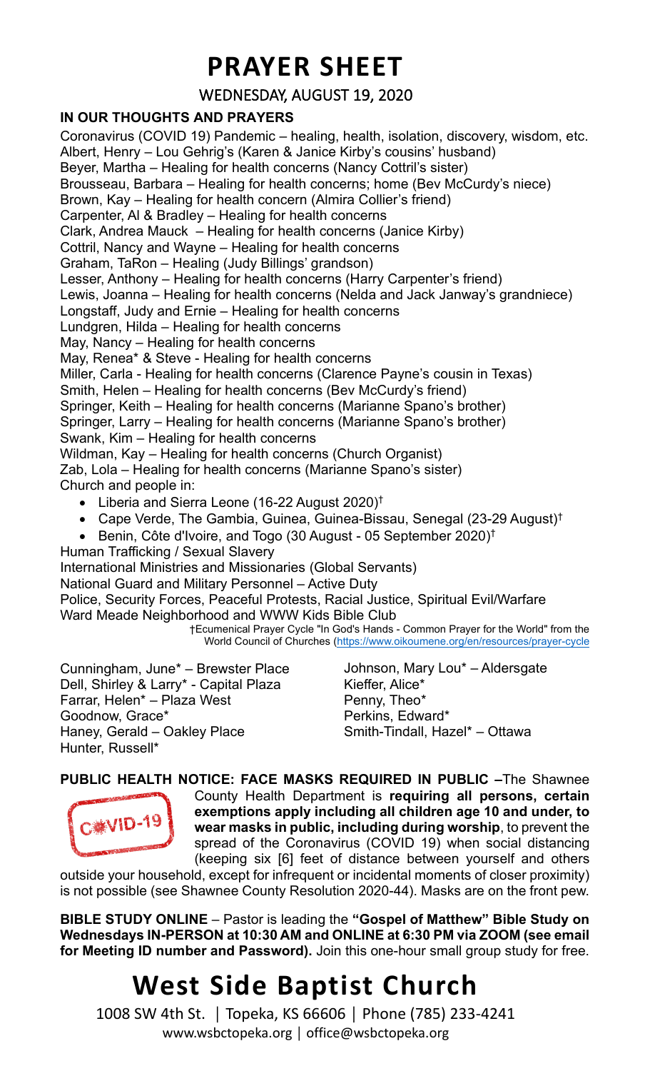# PRAYER SHEET

WEDNESDAY, AUGUST 19, 2020

**IN OUR THOUGHTS AND PRAYERS**

Coronavirus (COVID 19) Pandemic – healing, health, isolation, discovery, wisdom, etc.
Albert, Henry – Lou Gehrig's (Karen & Janice Kirby's cousins' husband)
Beyer, Martha – Healing for health concerns (Nancy Cottril's sister)
Brousseau, Barbara – Healing for health concerns; home (Bev McCurdy's niece)
Brown, Kay – Healing for health concern (Almira Collier's friend)
Carpenter, Al & Bradley – Healing for health concerns
Clark, Andrea Mauck – Healing for health concerns (Janice Kirby)
Cottril, Nancy and Wayne – Healing for health concerns
Graham, TaRon – Healing (Judy Billings' grandson)
Lesser, Anthony – Healing for health concerns (Harry Carpenter's friend)
Lewis, Joanna – Healing for health concerns (Nelda and Jack Janway's grandniece)
Longstaff, Judy and Ernie – Healing for health concerns
Lundgren, Hilda – Healing for health concerns
May, Nancy – Healing for health concerns
May, Renea* & Steve - Healing for health concerns
Miller, Carla - Healing for health concerns (Clarence Payne's cousin in Texas)
Smith, Helen – Healing for health concerns (Bev McCurdy's friend)
Springer, Keith – Healing for health concerns (Marianne Spano's brother)
Springer, Larry – Healing for health concerns (Marianne Spano's brother)
Swank, Kim – Healing for health concerns
Wildman, Kay – Healing for health concerns (Church Organist)
Zab, Lola – Healing for health concerns (Marianne Spano's sister)
Church and people in:

- Liberia and Sierra Leone (16-22 August 2020)†
- Cape Verde, The Gambia, Guinea, Guinea-Bissau, Senegal (23-29 August)†
- Benin, Côte d'Ivoire, and Togo (30 August - 05 September 2020)†

Human Trafficking / Sexual Slavery
International Ministries and Missionaries (Global Servants)
National Guard and Military Personnel – Active Duty
Police, Security Forces, Peaceful Protests, Racial Justice, Spiritual Evil/Warfare
Ward Meade Neighborhood and WWW Kids Bible Club

†Ecumenical Prayer Cycle "In God's Hands - Common Prayer for the World" from the World Council of Churches (https://www.oikoumene.org/en/resources/prayer-cycle)

Cunningham, June* – Brewster Place
Dell, Shirley & Larry* - Capital Plaza
Farrar, Helen* – Plaza West
Goodnow, Grace*
Haney, Gerald – Oakley Place
Hunter, Russell*
Johnson, Mary Lou* – Aldersgate
Kieffer, Alice*
Penny, Theo*
Perkins, Edward*
Smith-Tindall, Hazel* – Ottawa

**PUBLIC HEALTH NOTICE: FACE MASKS REQUIRED IN PUBLIC –** The Shawnee County Health Department is **requiring all persons, certain exemptions apply including all children age 10 and under, to wear masks in public, including during worship**, to prevent the spread of the Coronavirus (COVID 19) when social distancing (keeping six [6] feet of distance between yourself and others outside your household, except for infrequent or incidental moments of closer proximity) is not possible (see Shawnee County Resolution 2020-44). Masks are on the front pew.

**BIBLE STUDY ONLINE** – Pastor is leading the **"Gospel of Matthew" Bible Study on Wednesdays IN-PERSON at 10:30 AM and ONLINE at 6:30 PM via ZOOM (see email for Meeting ID number and Password).** Join this one-hour small group study for free.

# West Side Baptist Church

1008 SW 4th St. | Topeka, KS 66606 | Phone (785) 233-4241
www.wsbctopeka.org | office@wsbctopeka.org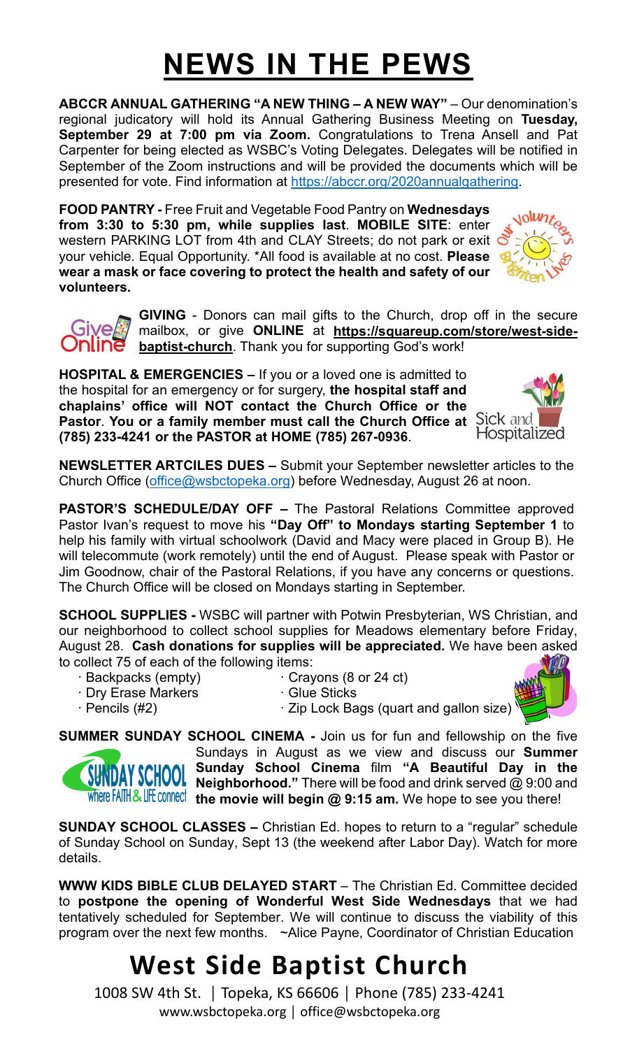# NEWS IN THE PEWS

**ABCCR ANNUAL GATHERING "A NEW THING – A NEW WAY"** – Our denomination's regional judicatory will hold its Annual Gathering Business Meeting on **Tuesday, September 29 at 7:00 pm via Zoom.** Congratulations to Trena Ansell and Pat Carpenter for being elected as WSBC's Voting Delegates. Delegates will be notified in September of the Zoom instructions and will be provided the documents which will be presented for vote. Find information at https://abccr.org/2020annualgathering.

**FOOD PANTRY -** Free Fruit and Vegetable Food Pantry on **Wednesdays from 3:30 to 5:30 pm, while supplies last**. **MOBILE SITE**: enter western PARKING LOT from 4th and CLAY Streets; do not park or exit your vehicle. Equal Opportunity. *All food is available at no cost. **Please wear a mask or face covering to protect the health and safety of our volunteers.**

**GIVING** - Donors can mail gifts to the Church, drop off in the secure mailbox, or give **ONLINE** at **https://squareup.com/store/west-side-baptist-church**. Thank you for supporting God's work!

**HOSPITAL & EMERGENCIES –** If you or a loved one is admitted to the hospital for an emergency or for surgery, **the hospital staff and chaplains' office will NOT contact the Church Office or the Pastor**. **You or a family member must call the Church Office at (785) 233-4241 or the PASTOR at HOME (785) 267-0936**.

**NEWSLETTER ARTCILES DUES –** Submit your September newsletter articles to the Church Office (office@wsbctopeka.org) before Wednesday, August 26 at noon.

**PASTOR'S SCHEDULE/DAY OFF –** The Pastoral Relations Committee approved Pastor Ivan's request to move his **"Day Off" to Mondays starting September 1** to help his family with virtual schoolwork (David and Macy were placed in Group B). He will telecommute (work remotely) until the end of August. Please speak with Pastor or Jim Goodnow, chair of the Pastoral Relations, if you have any concerns or questions. The Church Office will be closed on Mondays starting in September.

**SCHOOL SUPPLIES -** WSBC will partner with Potwin Presbyterian, WS Christian, and our neighborhood to collect school supplies for Meadows elementary before Friday, August 28. **Cash donations for supplies will be appreciated.** We have been asked to collect 75 of each of the following items:

- Backpacks (empty)
- Dry Erase Markers
- Pencils (#2)
- Crayons (8 or 24 ct)
- Glue Sticks
- Zip Lock Bags (quart and gallon size)

**SUMMER SUNDAY SCHOOL CINEMA -** Join us for fun and fellowship on the five Sundays in August as we view and discuss our **Summer Sunday School Cinema** film **"A Beautiful Day in the Neighborhood."** There will be food and drink served @ 9:00 and **the movie will begin @ 9:15 am.** We hope to see you there!

**SUNDAY SCHOOL CLASSES –** Christian Ed. hopes to return to a "regular" schedule of Sunday School on Sunday, Sept 13 (the weekend after Labor Day). Watch for more details.

**WWW KIDS BIBLE CLUB DELAYED START** – The Christian Ed. Committee decided to **postpone the opening of Wonderful West Side Wednesdays** that we had tentatively scheduled for September. We will continue to discuss the viability of this program over the next few months. ~Alice Payne, Coordinator of Christian Education

## West Side Baptist Church

1008 SW 4th St. | Topeka, KS 66606 | Phone (785) 233-4241
www.wsbctopeka.org | office@wsbctopeka.org